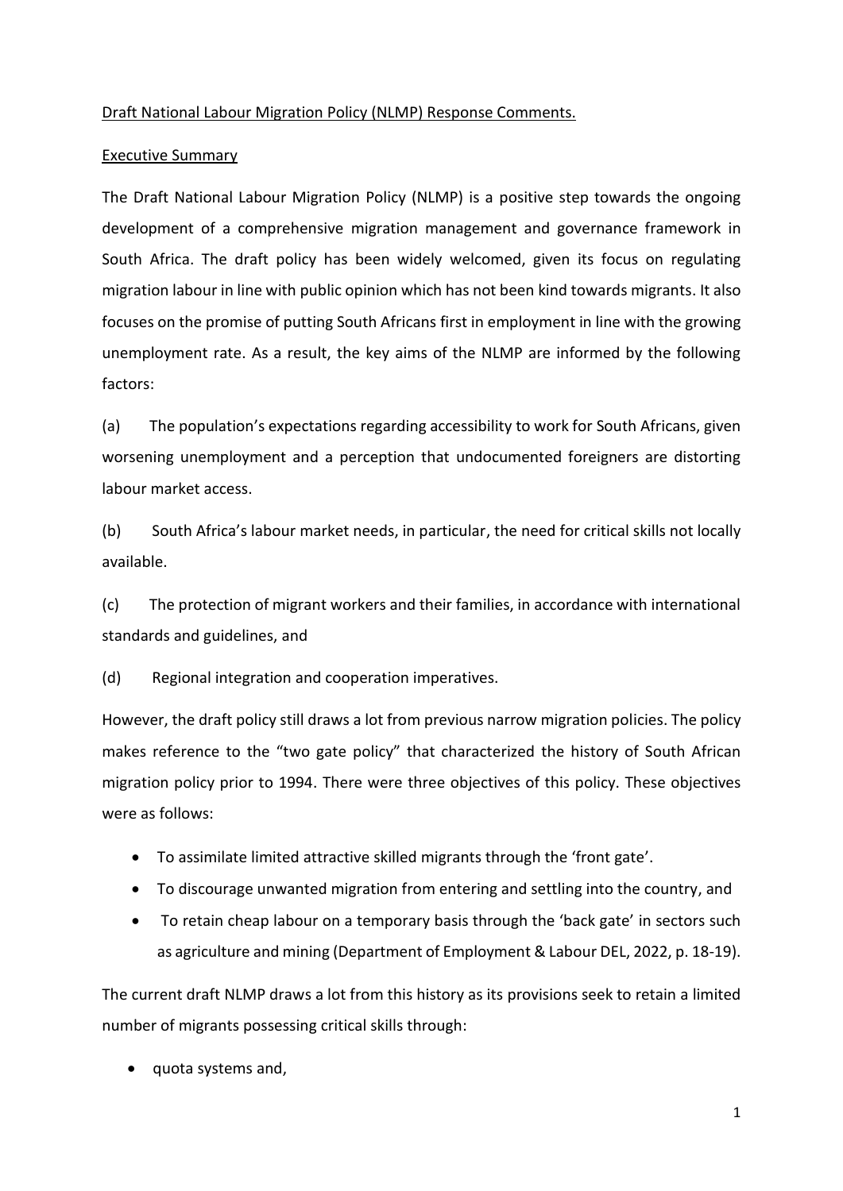<u>Draft National Labour Migration Policy (NLMP) Response Comments.</u>

<u>Executive Summary</u>

The Draft National Labour Migration Policy (NLMP) is a positive step towards the ongoing development of a comprehensive migration management and governance framework in South Africa. The draft policy has been widely welcomed, given its focus on regulating migration labour in line with public opinion which has not been kind towards migrants. It also focuses on the promise of putting South Africans first in employment in line with the growing unemployment rate. As a result, the key aims of the NLMP are informed by the following factors:

(a) The population's expectations regarding accessibility to work for South Africans, given worsening unemployment and a perception that undocumented foreigners are distorting labour market access.

(b) South Africa's labour market needs, in particular, the need for critical skills not locally available.

(c) The protection of migrant workers and their families, in accordance with international standards and guidelines, and

(d) Regional integration and cooperation imperatives.

However, the draft policy still draws a lot from previous narrow migration policies. The policy makes reference to the "two gate policy" that characterized the history of South African migration policy prior to 1994. There were three objectives of this policy. These objectives were as follows:

- To assimilate limited attractive skilled migrants through the 'front gate'.
- To discourage unwanted migration from entering and settling into the country, and
- To retain cheap labour on a temporary basis through the 'back gate' in sectors such as agriculture and mining (Department of Employment & Labour DEL, 2022, p. 18-19).

The current draft NLMP draws a lot from this history as its provisions seek to retain a limited number of migrants possessing critical skills through:

- quota systems and,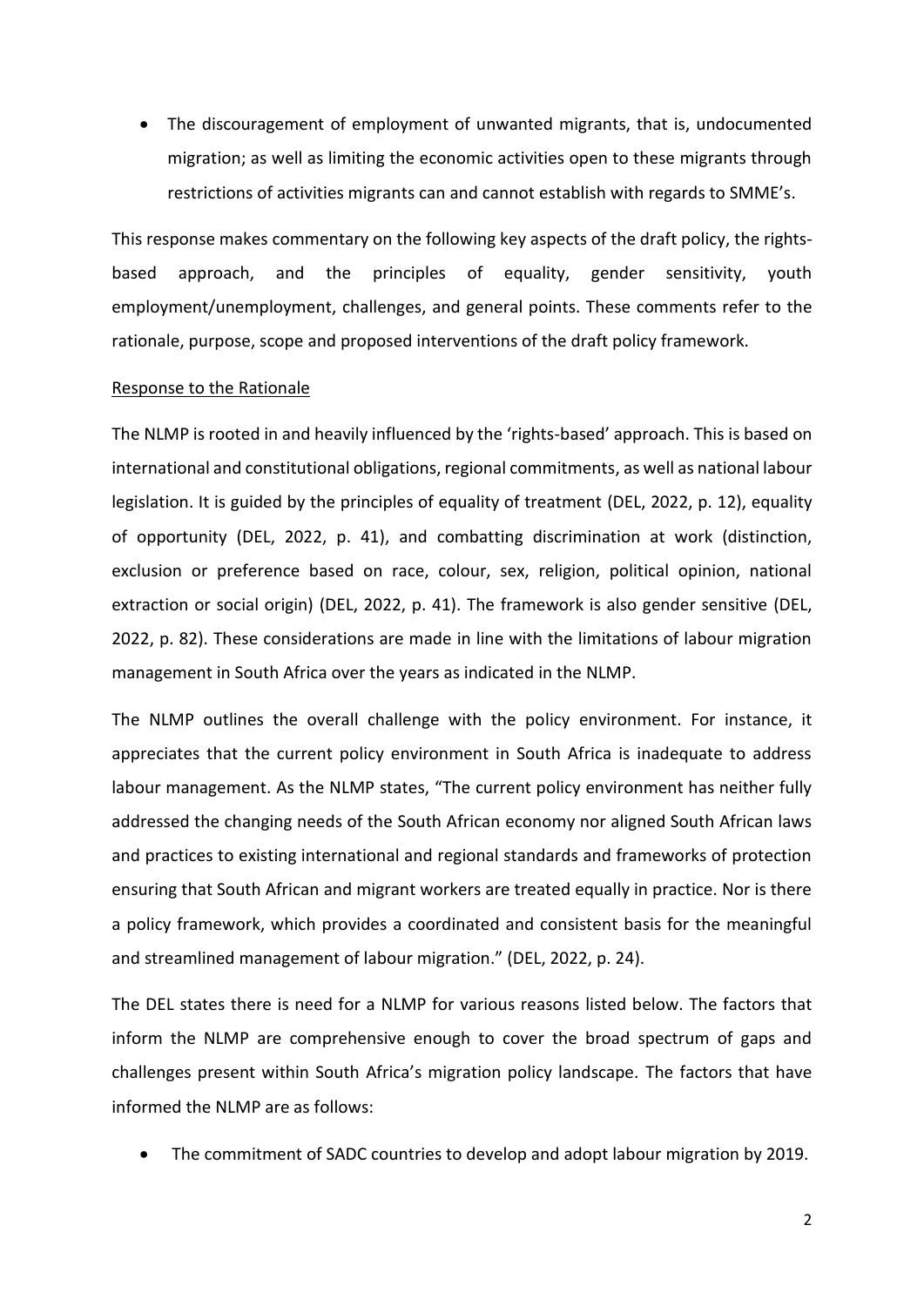- The discouragement of employment of unwanted migrants, that is, undocumented migration; as well as limiting the economic activities open to these migrants through restrictions of activities migrants can and cannot establish with regards to SMME's.

This response makes commentary on the following key aspects of the draft policy, the rights-based approach, and the principles of equality, gender sensitivity, youth employment/unemployment, challenges, and general points. These comments refer to the rationale, purpose, scope and proposed interventions of the draft policy framework.

<u>Response to the Rationale</u>

The NLMP is rooted in and heavily influenced by the 'rights-based' approach. This is based on international and constitutional obligations, regional commitments, as well as national labour legislation. It is guided by the principles of equality of treatment (DEL, 2022, p. 12), equality of opportunity (DEL, 2022, p. 41), and combatting discrimination at work (distinction, exclusion or preference based on race, colour, sex, religion, political opinion, national extraction or social origin) (DEL, 2022, p. 41). The framework is also gender sensitive (DEL, 2022, p. 82). These considerations are made in line with the limitations of labour migration management in South Africa over the years as indicated in the NLMP.

The NLMP outlines the overall challenge with the policy environment. For instance, it appreciates that the current policy environment in South Africa is inadequate to address labour management. As the NLMP states, "The current policy environment has neither fully addressed the changing needs of the South African economy nor aligned South African laws and practices to existing international and regional standards and frameworks of protection ensuring that South African and migrant workers are treated equally in practice. Nor is there a policy framework, which provides a coordinated and consistent basis for the meaningful and streamlined management of labour migration." (DEL, 2022, p. 24).

The DEL states there is need for a NLMP for various reasons listed below. The factors that inform the NLMP are comprehensive enough to cover the broad spectrum of gaps and challenges present within South Africa's migration policy landscape. The factors that have informed the NLMP are as follows:

- The commitment of SADC countries to develop and adopt labour migration by 2019.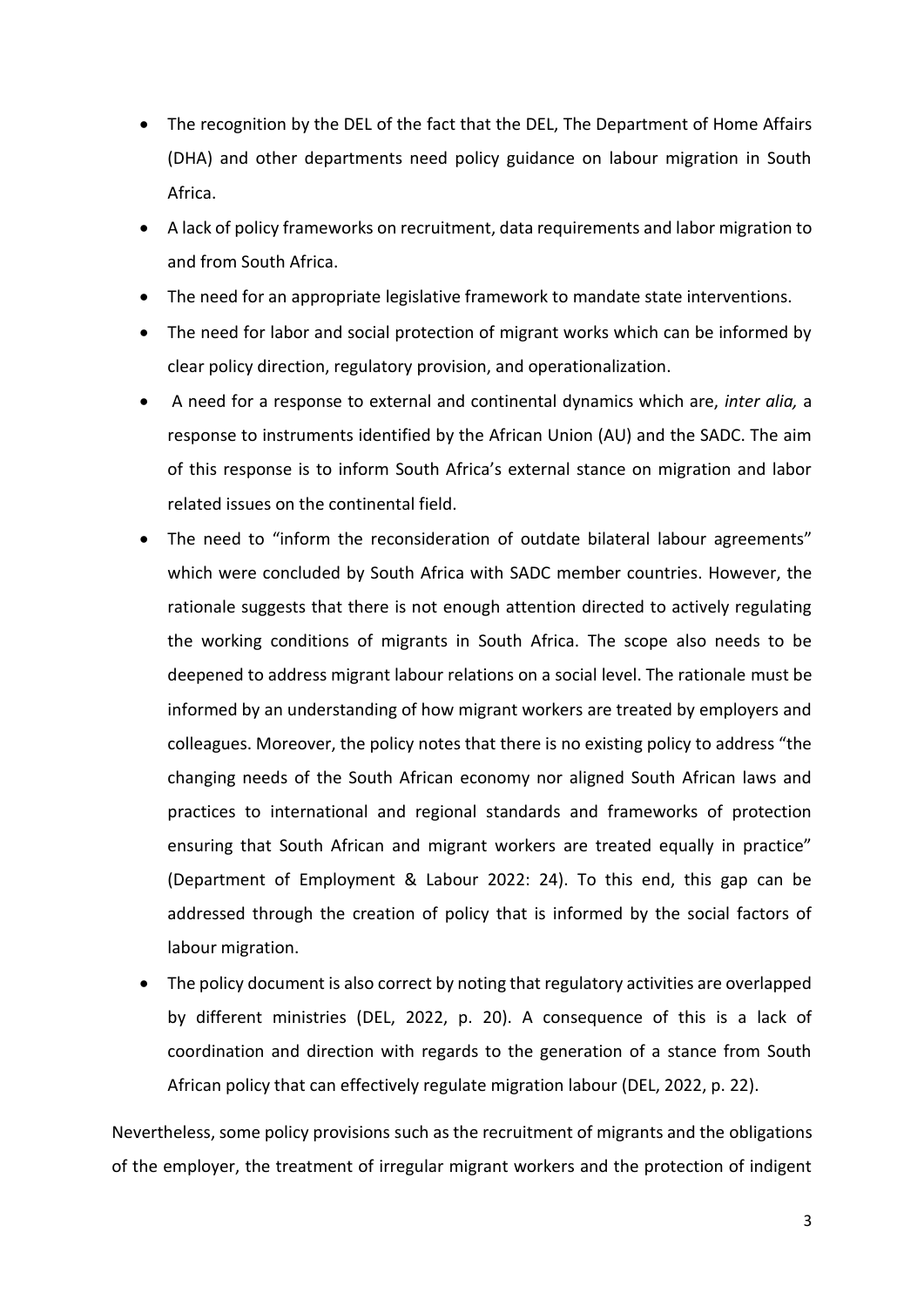- The recognition by the DEL of the fact that the DEL, The Department of Home Affairs (DHA) and other departments need policy guidance on labour migration in South Africa.
- A lack of policy frameworks on recruitment, data requirements and labor migration to and from South Africa.
- The need for an appropriate legislative framework to mandate state interventions.
- The need for labor and social protection of migrant works which can be informed by clear policy direction, regulatory provision, and operationalization.
- A need for a response to external and continental dynamics which are, *inter alia,* a response to instruments identified by the African Union (AU) and the SADC. The aim of this response is to inform South Africa's external stance on migration and labor related issues on the continental field.
- The need to "inform the reconsideration of outdate bilateral labour agreements" which were concluded by South Africa with SADC member countries. However, the rationale suggests that there is not enough attention directed to actively regulating the working conditions of migrants in South Africa. The scope also needs to be deepened to address migrant labour relations on a social level. The rationale must be informed by an understanding of how migrant workers are treated by employers and colleagues. Moreover, the policy notes that there is no existing policy to address "the changing needs of the South African economy nor aligned South African laws and practices to international and regional standards and frameworks of protection ensuring that South African and migrant workers are treated equally in practice" (Department of Employment & Labour 2022: 24). To this end, this gap can be addressed through the creation of policy that is informed by the social factors of labour migration.
- The policy document is also correct by noting that regulatory activities are overlapped by different ministries (DEL, 2022, p. 20). A consequence of this is a lack of coordination and direction with regards to the generation of a stance from South African policy that can effectively regulate migration labour (DEL, 2022, p. 22).

Nevertheless, some policy provisions such as the recruitment of migrants and the obligations of the employer, the treatment of irregular migrant workers and the protection of indigent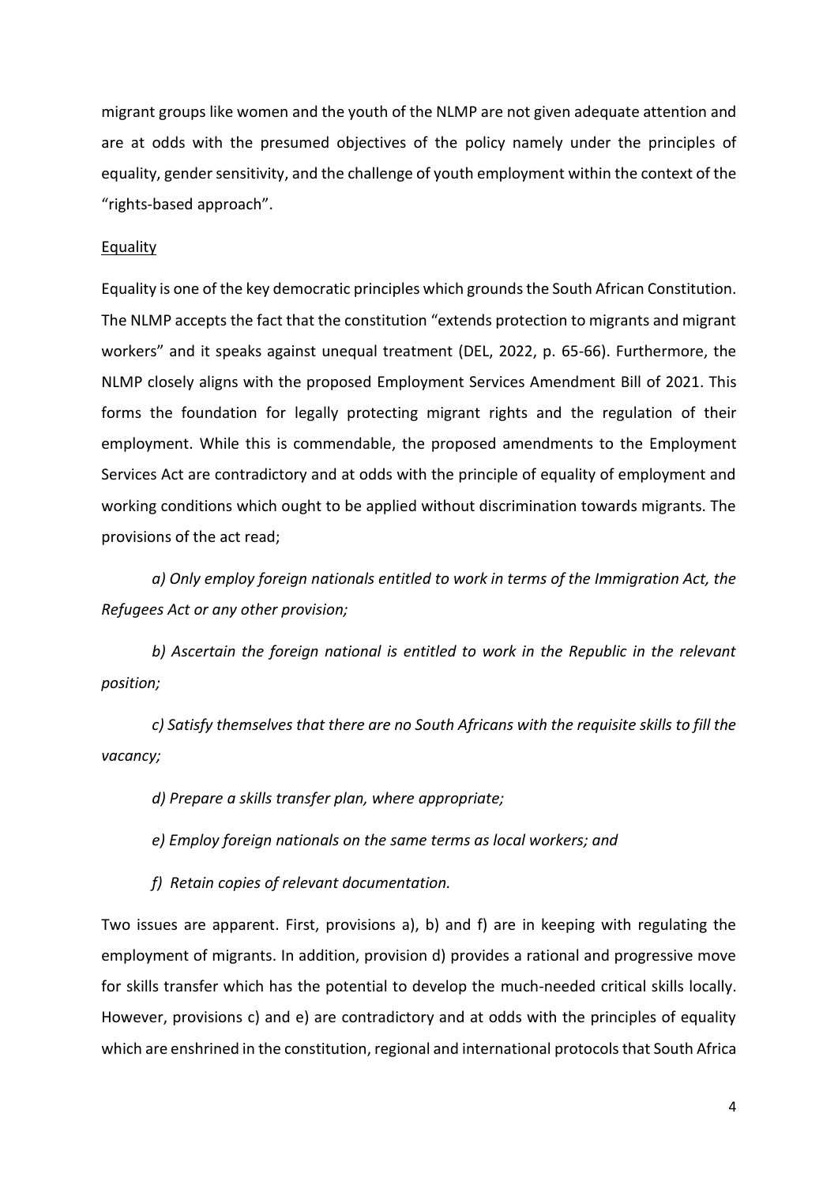migrant groups like women and the youth of the NLMP are not given adequate attention and are at odds with the presumed objectives of the policy namely under the principles of equality, gender sensitivity, and the challenge of youth employment within the context of the "rights-based approach".

## Equality

Equality is one of the key democratic principles which grounds the South African Constitution. The NLMP accepts the fact that the constitution "extends protection to migrants and migrant workers" and it speaks against unequal treatment (DEL, 2022, p. 65-66). Furthermore, the NLMP closely aligns with the proposed Employment Services Amendment Bill of 2021. This forms the foundation for legally protecting migrant rights and the regulation of their employment. While this is commendable, the proposed amendments to the Employment Services Act are contradictory and at odds with the principle of equality of employment and working conditions which ought to be applied without discrimination towards migrants. The provisions of the act read;

*a) Only employ foreign nationals entitled to work in terms of the Immigration Act, the Refugees Act or any other provision;*

*b) Ascertain the foreign national is entitled to work in the Republic in the relevant position;*

*c) Satisfy themselves that there are no South Africans with the requisite skills to fill the vacancy;*

*d) Prepare a skills transfer plan, where appropriate;*

*e) Employ foreign nationals on the same terms as local workers; and*

*f) Retain copies of relevant documentation.*

Two issues are apparent. First, provisions a), b) and f) are in keeping with regulating the employment of migrants. In addition, provision d) provides a rational and progressive move for skills transfer which has the potential to develop the much-needed critical skills locally. However, provisions c) and e) are contradictory and at odds with the principles of equality which are enshrined in the constitution, regional and international protocols that South Africa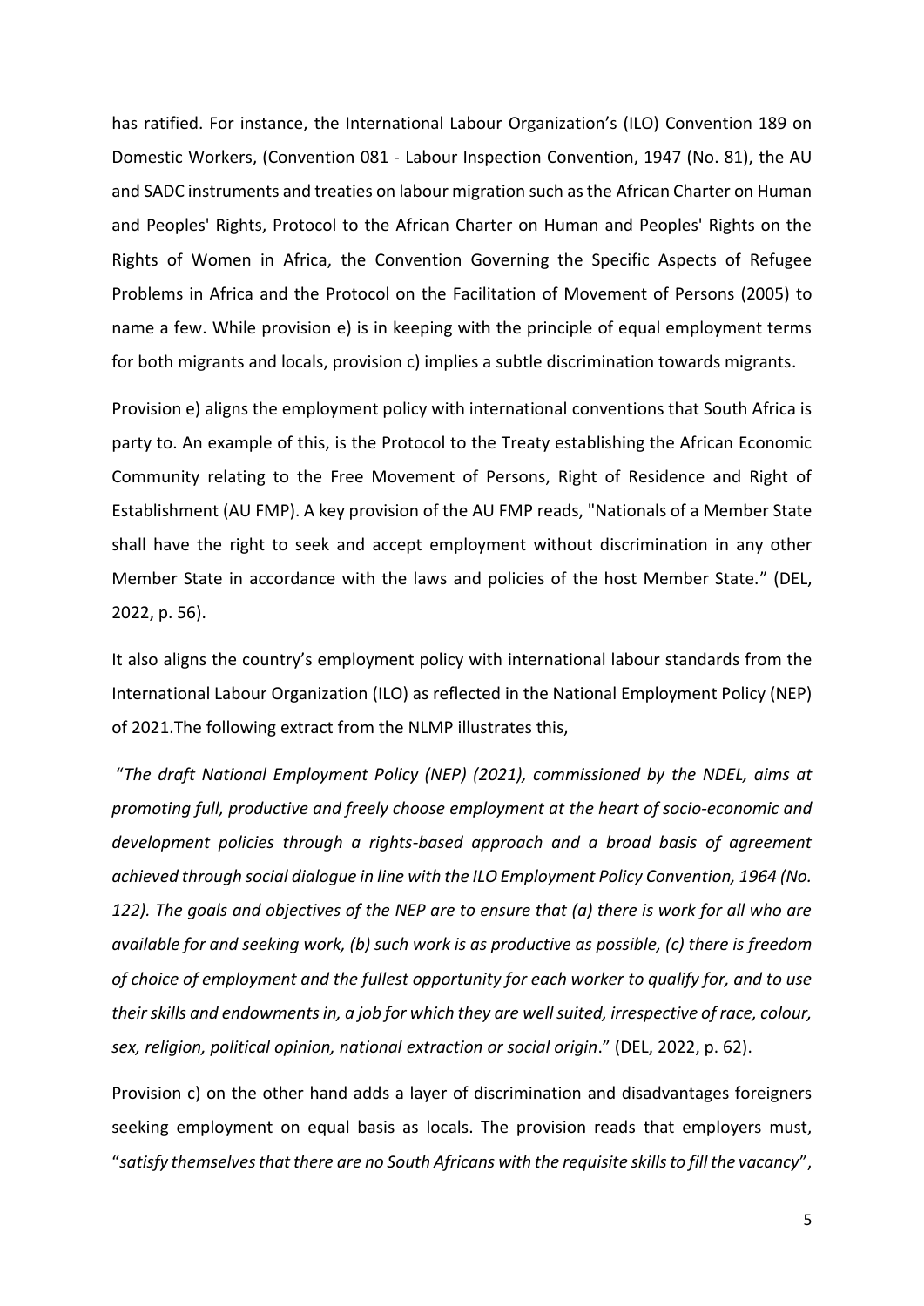has ratified. For instance, the International Labour Organization's (ILO) Convention 189 on Domestic Workers, (Convention 081 - Labour Inspection Convention, 1947 (No. 81), the AU and SADC instruments and treaties on labour migration such as the African Charter on Human and Peoples' Rights, Protocol to the African Charter on Human and Peoples' Rights on the Rights of Women in Africa, the Convention Governing the Specific Aspects of Refugee Problems in Africa and the Protocol on the Facilitation of Movement of Persons (2005) to name a few. While provision e) is in keeping with the principle of equal employment terms for both migrants and locals, provision c) implies a subtle discrimination towards migrants.

Provision e) aligns the employment policy with international conventions that South Africa is party to. An example of this, is the Protocol to the Treaty establishing the African Economic Community relating to the Free Movement of Persons, Right of Residence and Right of Establishment (AU FMP). A key provision of the AU FMP reads, "Nationals of a Member State shall have the right to seek and accept employment without discrimination in any other Member State in accordance with the laws and policies of the host Member State." (DEL, 2022, p. 56).

It also aligns the country's employment policy with international labour standards from the International Labour Organization (ILO) as reflected in the National Employment Policy (NEP) of 2021.The following extract from the NLMP illustrates this,

"*The draft National Employment Policy (NEP) (2021), commissioned by the NDEL, aims at promoting full, productive and freely choose employment at the heart of socio-economic and development policies through a rights-based approach and a broad basis of agreement achieved through social dialogue in line with the ILO Employment Policy Convention, 1964 (No. 122). The goals and objectives of the NEP are to ensure that (a) there is work for all who are available for and seeking work, (b) such work is as productive as possible, (c) there is freedom of choice of employment and the fullest opportunity for each worker to qualify for, and to use their skills and endowments in, a job for which they are well suited, irrespective of race, colour, sex, religion, political opinion, national extraction or social origin*." (DEL, 2022, p. 62).

Provision c) on the other hand adds a layer of discrimination and disadvantages foreigners seeking employment on equal basis as locals. The provision reads that employers must, "*satisfy themselves that there are no South Africans with the requisite skills to fill the vacancy*",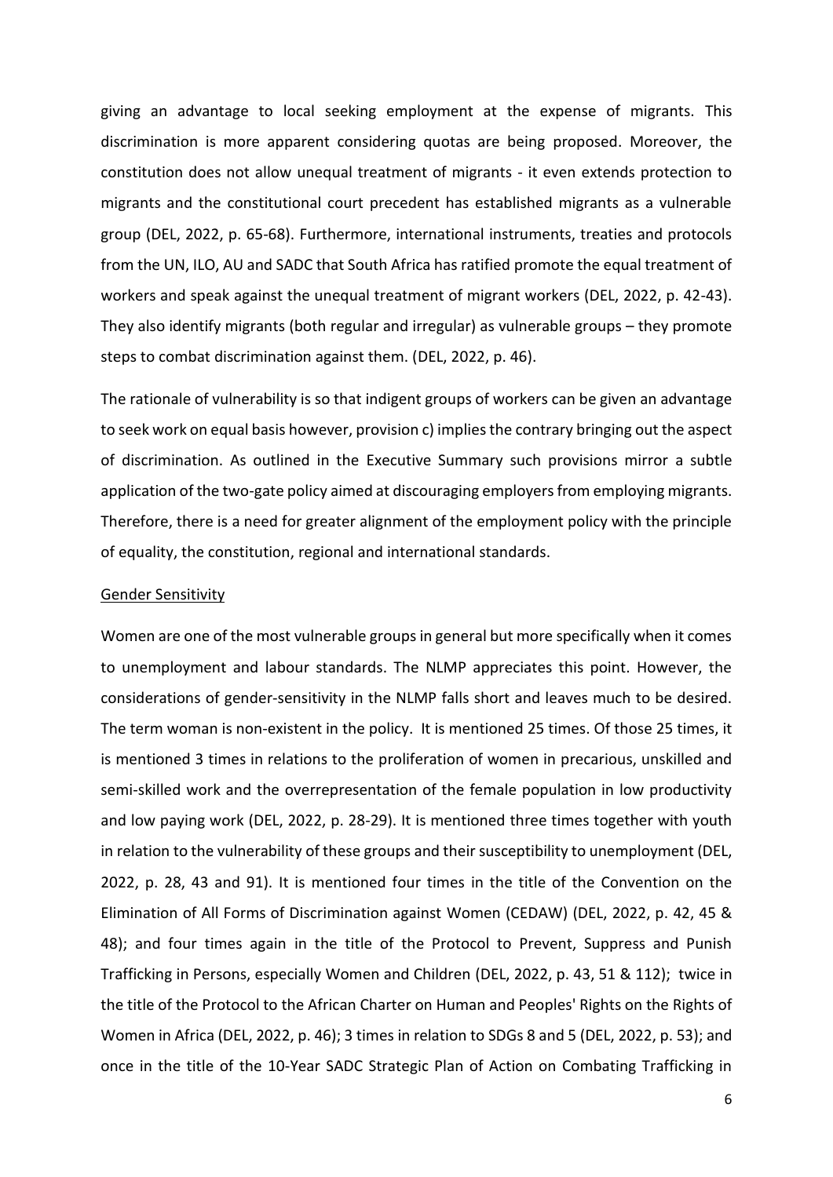giving an advantage to local seeking employment at the expense of migrants. This discrimination is more apparent considering quotas are being proposed. Moreover, the constitution does not allow unequal treatment of migrants - it even extends protection to migrants and the constitutional court precedent has established migrants as a vulnerable group (DEL, 2022, p. 65-68). Furthermore, international instruments, treaties and protocols from the UN, ILO, AU and SADC that South Africa has ratified promote the equal treatment of workers and speak against the unequal treatment of migrant workers (DEL, 2022, p. 42-43). They also identify migrants (both regular and irregular) as vulnerable groups – they promote steps to combat discrimination against them. (DEL, 2022, p. 46).

The rationale of vulnerability is so that indigent groups of workers can be given an advantage to seek work on equal basis however, provision c) implies the contrary bringing out the aspect of discrimination. As outlined in the Executive Summary such provisions mirror a subtle application of the two-gate policy aimed at discouraging employers from employing migrants. Therefore, there is a need for greater alignment of the employment policy with the principle of equality, the constitution, regional and international standards.

<u>Gender Sensitivity</u>

Women are one of the most vulnerable groups in general but more specifically when it comes to unemployment and labour standards. The NLMP appreciates this point. However, the considerations of gender-sensitivity in the NLMP falls short and leaves much to be desired. The term woman is non-existent in the policy. It is mentioned 25 times. Of those 25 times, it is mentioned 3 times in relations to the proliferation of women in precarious, unskilled and semi-skilled work and the overrepresentation of the female population in low productivity and low paying work (DEL, 2022, p. 28-29). It is mentioned three times together with youth in relation to the vulnerability of these groups and their susceptibility to unemployment (DEL, 2022, p. 28, 43 and 91). It is mentioned four times in the title of the Convention on the Elimination of All Forms of Discrimination against Women (CEDAW) (DEL, 2022, p. 42, 45 & 48); and four times again in the title of the Protocol to Prevent, Suppress and Punish Trafficking in Persons, especially Women and Children (DEL, 2022, p. 43, 51 & 112); twice in the title of the Protocol to the African Charter on Human and Peoples' Rights on the Rights of Women in Africa (DEL, 2022, p. 46); 3 times in relation to SDGs 8 and 5 (DEL, 2022, p. 53); and once in the title of the 10-Year SADC Strategic Plan of Action on Combating Trafficking in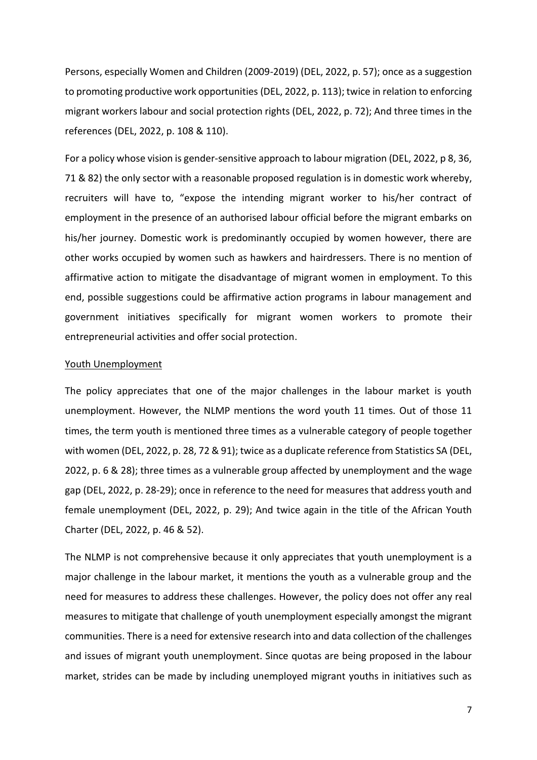Persons, especially Women and Children (2009-2019) (DEL, 2022, p. 57); once as a suggestion to promoting productive work opportunities (DEL, 2022, p. 113); twice in relation to enforcing migrant workers labour and social protection rights (DEL, 2022, p. 72); And three times in the references (DEL, 2022, p. 108 & 110).

For a policy whose vision is gender-sensitive approach to labour migration (DEL, 2022, p 8, 36, 71 & 82) the only sector with a reasonable proposed regulation is in domestic work whereby, recruiters will have to, "expose the intending migrant worker to his/her contract of employment in the presence of an authorised labour official before the migrant embarks on his/her journey. Domestic work is predominantly occupied by women however, there are other works occupied by women such as hawkers and hairdressers. There is no mention of affirmative action to mitigate the disadvantage of migrant women in employment. To this end, possible suggestions could be affirmative action programs in labour management and government initiatives specifically for migrant women workers to promote their entrepreneurial activities and offer social protection.

<u>Youth Unemployment</u>

The policy appreciates that one of the major challenges in the labour market is youth unemployment. However, the NLMP mentions the word youth 11 times. Out of those 11 times, the term youth is mentioned three times as a vulnerable category of people together with women (DEL, 2022, p. 28, 72 & 91); twice as a duplicate reference from Statistics SA (DEL, 2022, p. 6 & 28); three times as a vulnerable group affected by unemployment and the wage gap (DEL, 2022, p. 28-29); once in reference to the need for measures that address youth and female unemployment (DEL, 2022, p. 29); And twice again in the title of the African Youth Charter (DEL, 2022, p. 46 & 52).

The NLMP is not comprehensive because it only appreciates that youth unemployment is a major challenge in the labour market, it mentions the youth as a vulnerable group and the need for measures to address these challenges. However, the policy does not offer any real measures to mitigate that challenge of youth unemployment especially amongst the migrant communities. There is a need for extensive research into and data collection of the challenges and issues of migrant youth unemployment. Since quotas are being proposed in the labour market, strides can be made by including unemployed migrant youths in initiatives such as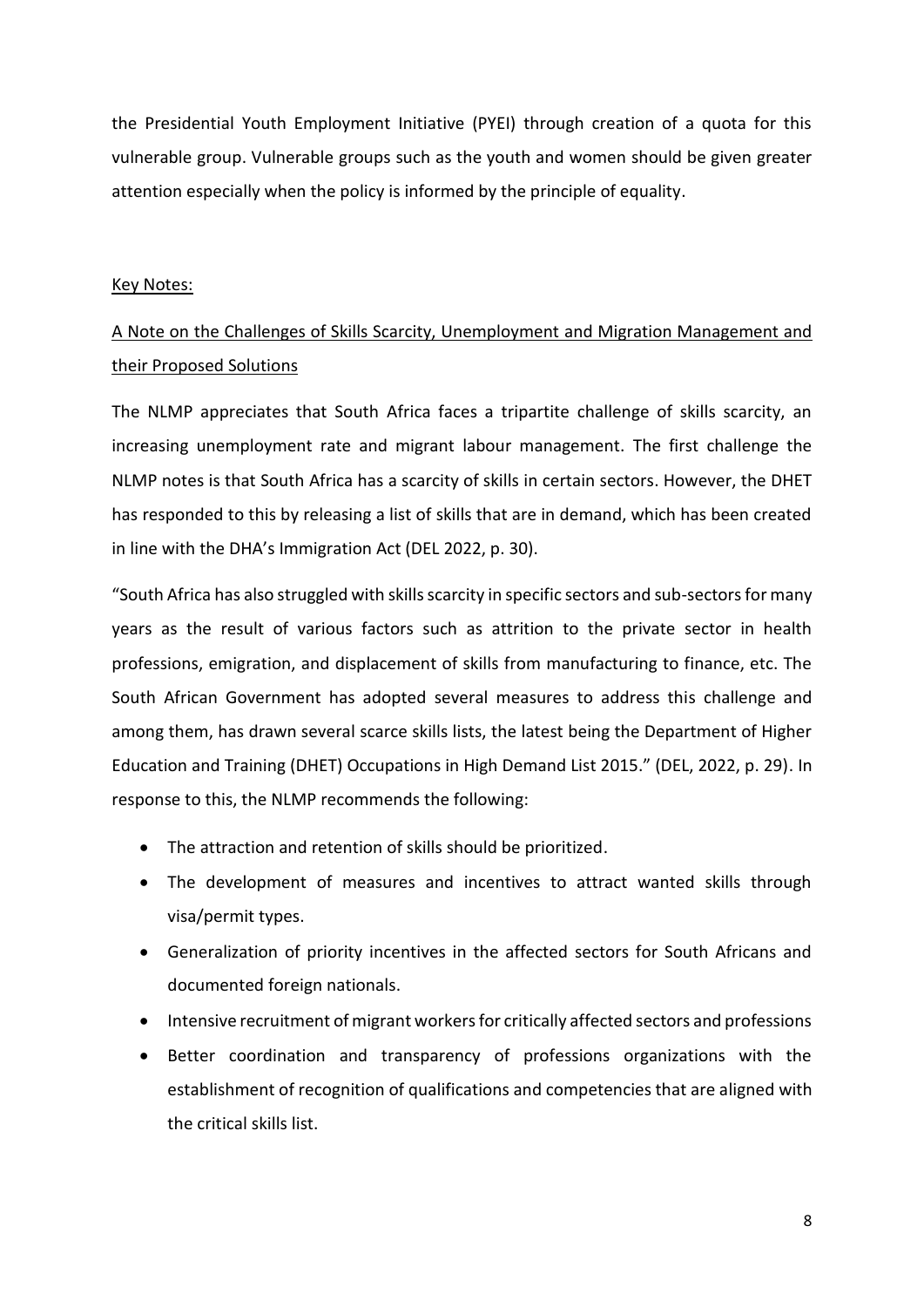the Presidential Youth Employment Initiative (PYEI) through creation of a quota for this vulnerable group. Vulnerable groups such as the youth and women should be given greater attention especially when the policy is informed by the principle of equality.

<u>Key Notes:</u>

<u>A Note on the Challenges of Skills Scarcity, Unemployment and Migration Management and their Proposed Solutions</u>

The NLMP appreciates that South Africa faces a tripartite challenge of skills scarcity, an increasing unemployment rate and migrant labour management. The first challenge the NLMP notes is that South Africa has a scarcity of skills in certain sectors. However, the DHET has responded to this by releasing a list of skills that are in demand, which has been created in line with the DHA's Immigration Act (DEL 2022, p. 30).

"South Africa has also struggled with skills scarcity in specific sectors and sub-sectors for many years as the result of various factors such as attrition to the private sector in health professions, emigration, and displacement of skills from manufacturing to finance, etc. The South African Government has adopted several measures to address this challenge and among them, has drawn several scarce skills lists, the latest being the Department of Higher Education and Training (DHET) Occupations in High Demand List 2015." (DEL, 2022, p. 29). In response to this, the NLMP recommends the following:

- The attraction and retention of skills should be prioritized.
- The development of measures and incentives to attract wanted skills through visa/permit types.
- Generalization of priority incentives in the affected sectors for South Africans and documented foreign nationals.
- Intensive recruitment of migrant workers for critically affected sectors and professions
- Better coordination and transparency of professions organizations with the establishment of recognition of qualifications and competencies that are aligned with the critical skills list.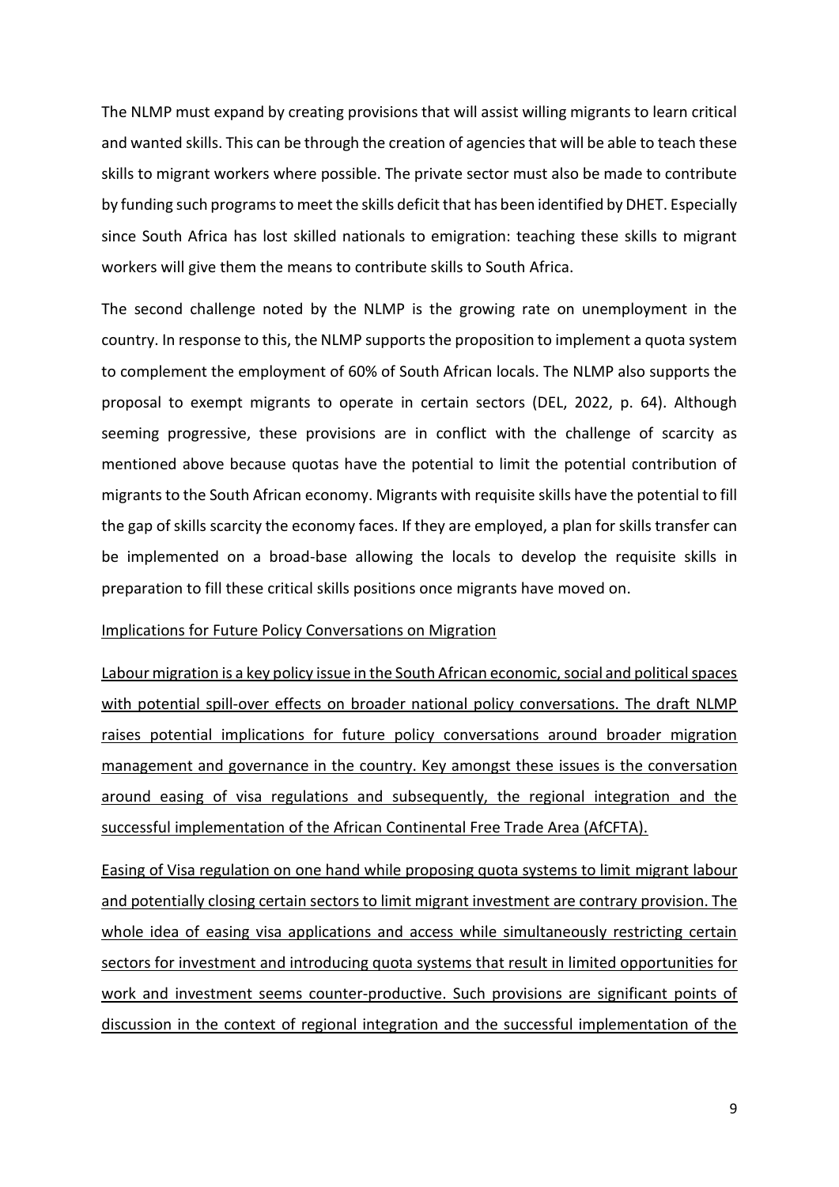The NLMP must expand by creating provisions that will assist willing migrants to learn critical and wanted skills. This can be through the creation of agencies that will be able to teach these skills to migrant workers where possible. The private sector must also be made to contribute by funding such programs to meet the skills deficit that has been identified by DHET. Especially since South Africa has lost skilled nationals to emigration: teaching these skills to migrant workers will give them the means to contribute skills to South Africa.

The second challenge noted by the NLMP is the growing rate on unemployment in the country. In response to this, the NLMP supports the proposition to implement a quota system to complement the employment of 60% of South African locals. The NLMP also supports the proposal to exempt migrants to operate in certain sectors (DEL, 2022, p. 64). Although seeming progressive, these provisions are in conflict with the challenge of scarcity as mentioned above because quotas have the potential to limit the potential contribution of migrants to the South African economy. Migrants with requisite skills have the potential to fill the gap of skills scarcity the economy faces. If they are employed, a plan for skills transfer can be implemented on a broad-base allowing the locals to develop the requisite skills in preparation to fill these critical skills positions once migrants have moved on.

<u>Implications for Future Policy Conversations on Migration</u>

<u>Labour migration is a key policy issue in the South African economic, social and political spaces with potential spill-over effects on broader national policy conversations. The draft NLMP raises potential implications for future policy conversations around broader migration management and governance in the country. Key amongst these issues is the conversation around easing of visa regulations and subsequently, the regional integration and the successful implementation of the African Continental Free Trade Area (AfCFTA).</u>

<u>Easing of Visa regulation on one hand while proposing quota systems to limit migrant labour and potentially closing certain sectors to limit migrant investment are contrary provision. The whole idea of easing visa applications and access while simultaneously restricting certain sectors for investment and introducing quota systems that result in limited opportunities for work and investment seems counter-productive. Such provisions are significant points of discussion in the context of regional integration and the successful implementation of the</u>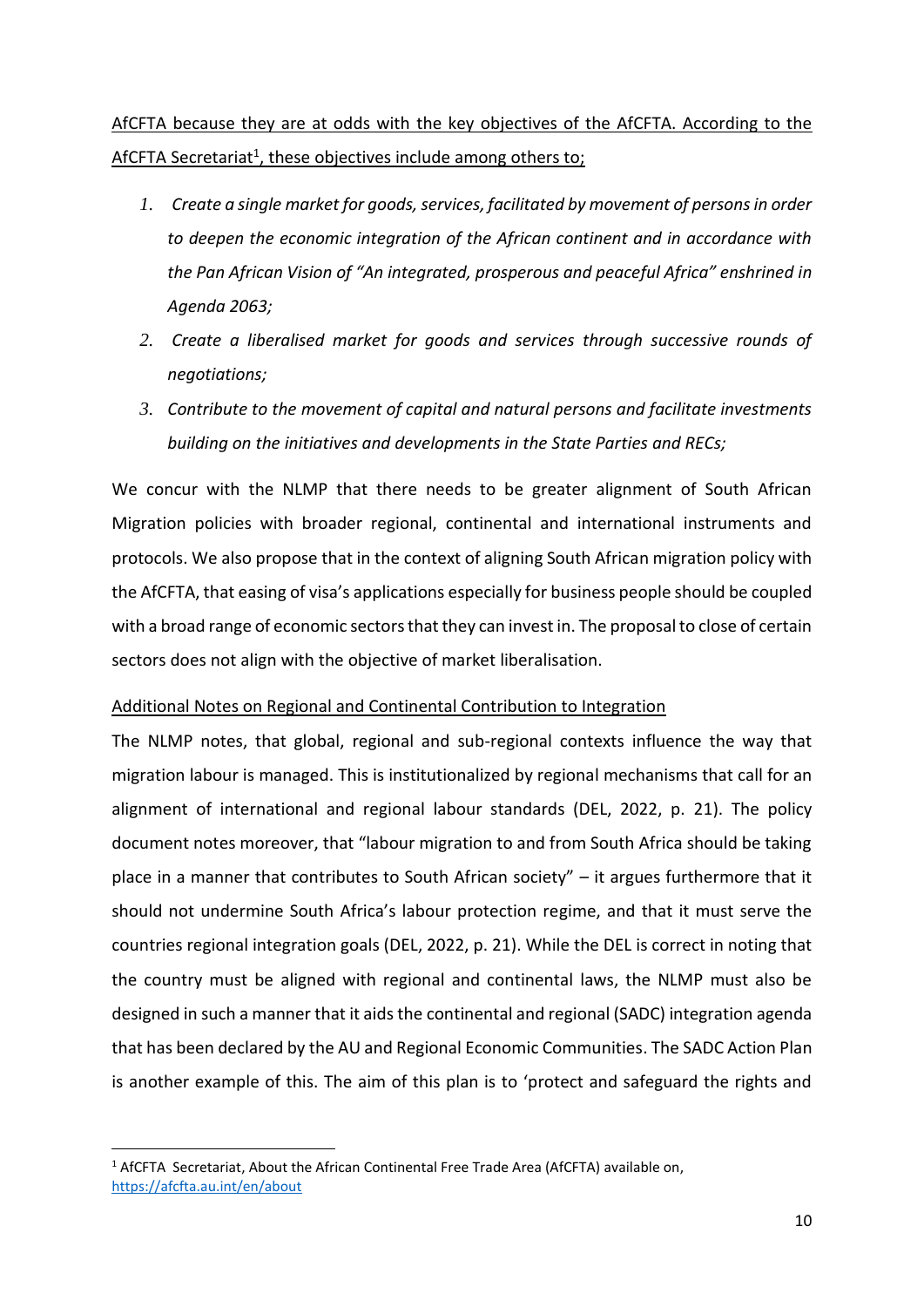AfCFTA because they are at odds with the key objectives of the AfCFTA. According to the AfCFTA Secretariat[1], these objectives include among others to;

1. *Create a single market for goods, services, facilitated by movement of persons in order to deepen the economic integration of the African continent and in accordance with the Pan African Vision of "An integrated, prosperous and peaceful Africa" enshrined in Agenda 2063;*
2. *Create a liberalised market for goods and services through successive rounds of negotiations;*
3. *Contribute to the movement of capital and natural persons and facilitate investments building on the initiatives and developments in the State Parties and RECs;*

We concur with the NLMP that there needs to be greater alignment of South African Migration policies with broader regional, continental and international instruments and protocols. We also propose that in the context of aligning South African migration policy with the AfCFTA, that easing of visa's applications especially for business people should be coupled with a broad range of economic sectors that they can invest in. The proposal to close of certain sectors does not align with the objective of market liberalisation.

Additional Notes on Regional and Continental Contribution to Integration

The NLMP notes, that global, regional and sub-regional contexts influence the way that migration labour is managed. This is institutionalized by regional mechanisms that call for an alignment of international and regional labour standards (DEL, 2022, p. 21). The policy document notes moreover, that "labour migration to and from South Africa should be taking place in a manner that contributes to South African society" – it argues furthermore that it should not undermine South Africa's labour protection regime, and that it must serve the countries regional integration goals (DEL, 2022, p. 21). While the DEL is correct in noting that the country must be aligned with regional and continental laws, the NLMP must also be designed in such a manner that it aids the continental and regional (SADC) integration agenda that has been declared by the AU and Regional Economic Communities. The SADC Action Plan is another example of this. The aim of this plan is to 'protect and safeguard the rights and

---

[1] AfCFTA Secretariat, About the African Continental Free Trade Area (AfCFTA) available on, https://afcfta.au.int/en/about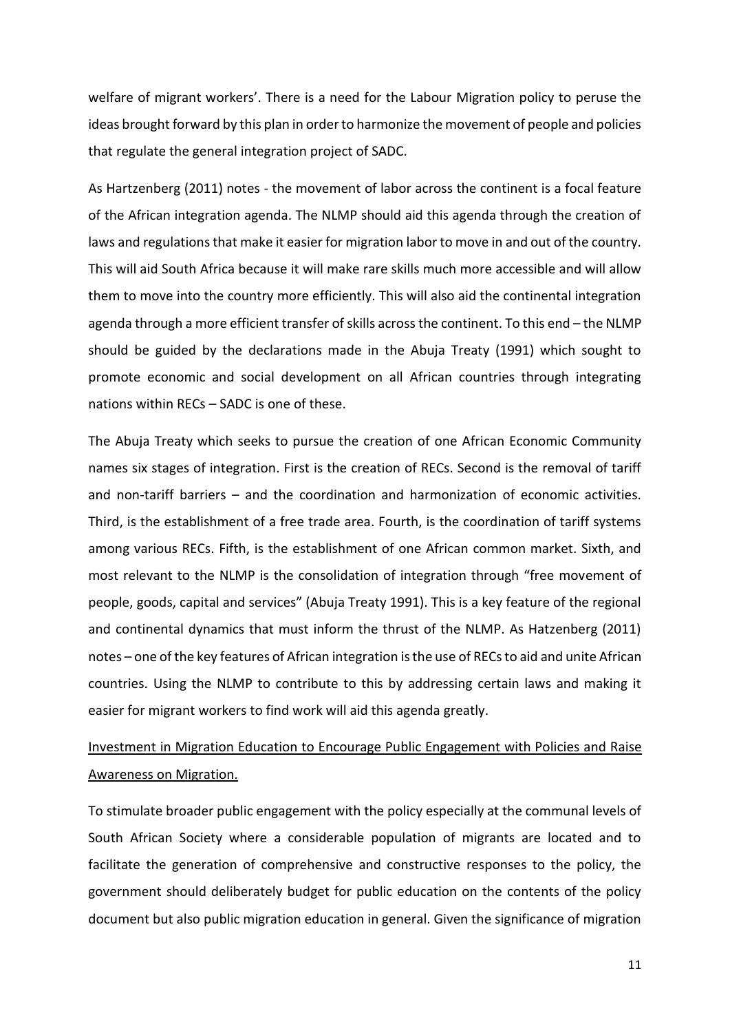welfare of migrant workers'. There is a need for the Labour Migration policy to peruse the ideas brought forward by this plan in order to harmonize the movement of people and policies that regulate the general integration project of SADC.

As Hartzenberg (2011) notes - the movement of labor across the continent is a focal feature of the African integration agenda. The NLMP should aid this agenda through the creation of laws and regulations that make it easier for migration labor to move in and out of the country. This will aid South Africa because it will make rare skills much more accessible and will allow them to move into the country more efficiently. This will also aid the continental integration agenda through a more efficient transfer of skills across the continent. To this end – the NLMP should be guided by the declarations made in the Abuja Treaty (1991) which sought to promote economic and social development on all African countries through integrating nations within RECs – SADC is one of these.

The Abuja Treaty which seeks to pursue the creation of one African Economic Community names six stages of integration. First is the creation of RECs. Second is the removal of tariff and non-tariff barriers – and the coordination and harmonization of economic activities. Third, is the establishment of a free trade area. Fourth, is the coordination of tariff systems among various RECs. Fifth, is the establishment of one African common market. Sixth, and most relevant to the NLMP is the consolidation of integration through "free movement of people, goods, capital and services" (Abuja Treaty 1991). This is a key feature of the regional and continental dynamics that must inform the thrust of the NLMP. As Hatzenberg (2011) notes – one of the key features of African integration is the use of RECs to aid and unite African countries. Using the NLMP to contribute to this by addressing certain laws and making it easier for migrant workers to find work will aid this agenda greatly.

<u>Investment in Migration Education to Encourage Public Engagement with Policies and Raise Awareness on Migration.</u>

To stimulate broader public engagement with the policy especially at the communal levels of South African Society where a considerable population of migrants are located and to facilitate the generation of comprehensive and constructive responses to the policy, the government should deliberately budget for public education on the contents of the policy document but also public migration education in general. Given the significance of migration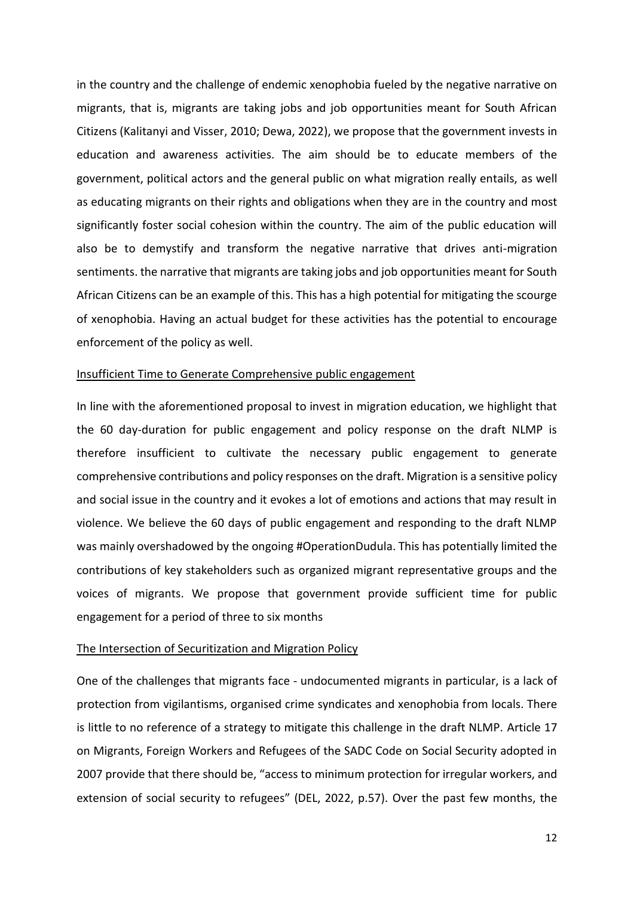in the country and the challenge of endemic xenophobia fueled by the negative narrative on migrants, that is, migrants are taking jobs and job opportunities meant for South African Citizens (Kalitanyi and Visser, 2010; Dewa, 2022), we propose that the government invests in education and awareness activities. The aim should be to educate members of the government, political actors and the general public on what migration really entails, as well as educating migrants on their rights and obligations when they are in the country and most significantly foster social cohesion within the country. The aim of the public education will also be to demystify and transform the negative narrative that drives anti-migration sentiments. the narrative that migrants are taking jobs and job opportunities meant for South African Citizens can be an example of this. This has a high potential for mitigating the scourge of xenophobia. Having an actual budget for these activities has the potential to encourage enforcement of the policy as well.

<u>Insufficient Time to Generate Comprehensive public engagement</u>

In line with the aforementioned proposal to invest in migration education, we highlight that the 60 day-duration for public engagement and policy response on the draft NLMP is therefore insufficient to cultivate the necessary public engagement to generate comprehensive contributions and policy responses on the draft. Migration is a sensitive policy and social issue in the country and it evokes a lot of emotions and actions that may result in violence. We believe the 60 days of public engagement and responding to the draft NLMP was mainly overshadowed by the ongoing #OperationDudula. This has potentially limited the contributions of key stakeholders such as organized migrant representative groups and the voices of migrants. We propose that government provide sufficient time for public engagement for a period of three to six months

<u>The Intersection of Securitization and Migration Policy</u>

One of the challenges that migrants face - undocumented migrants in particular, is a lack of protection from vigilantisms, organised crime syndicates and xenophobia from locals. There is little to no reference of a strategy to mitigate this challenge in the draft NLMP. Article 17 on Migrants, Foreign Workers and Refugees of the SADC Code on Social Security adopted in 2007 provide that there should be, "access to minimum protection for irregular workers, and extension of social security to refugees" (DEL, 2022, p.57). Over the past few months, the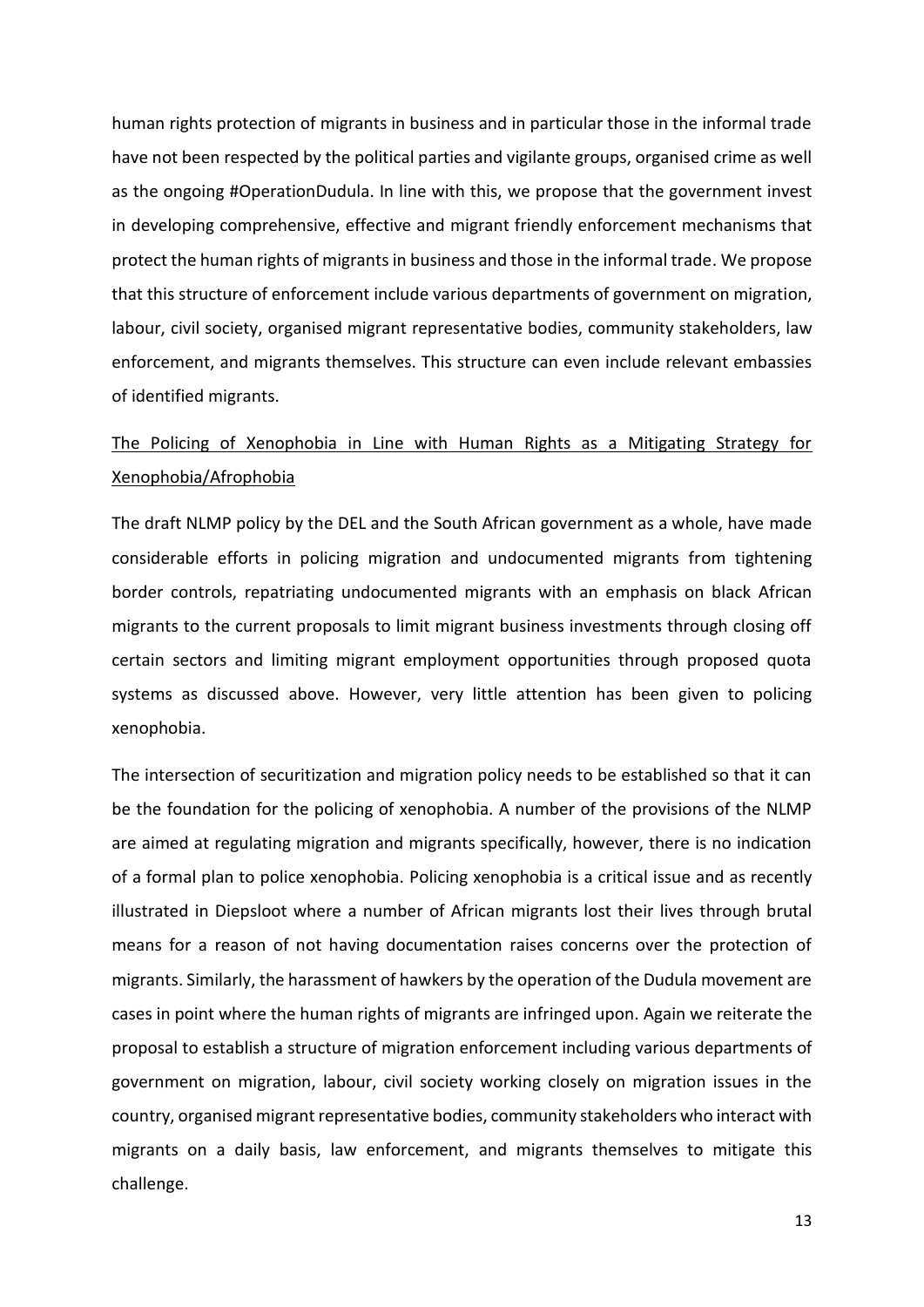human rights protection of migrants in business and in particular those in the informal trade have not been respected by the political parties and vigilante groups, organised crime as well as the ongoing #OperationDudula. In line with this, we propose that the government invest in developing comprehensive, effective and migrant friendly enforcement mechanisms that protect the human rights of migrants in business and those in the informal trade. We propose that this structure of enforcement include various departments of government on migration, labour, civil society, organised migrant representative bodies, community stakeholders, law enforcement, and migrants themselves. This structure can even include relevant embassies of identified migrants.

<u>The Policing of Xenophobia in Line with Human Rights as a Mitigating Strategy for Xenophobia/Afrophobia</u>

The draft NLMP policy by the DEL and the South African government as a whole, have made considerable efforts in policing migration and undocumented migrants from tightening border controls, repatriating undocumented migrants with an emphasis on black African migrants to the current proposals to limit migrant business investments through closing off certain sectors and limiting migrant employment opportunities through proposed quota systems as discussed above. However, very little attention has been given to policing xenophobia.

The intersection of securitization and migration policy needs to be established so that it can be the foundation for the policing of xenophobia. A number of the provisions of the NLMP are aimed at regulating migration and migrants specifically, however, there is no indication of a formal plan to police xenophobia. Policing xenophobia is a critical issue and as recently illustrated in Diepsloot where a number of African migrants lost their lives through brutal means for a reason of not having documentation raises concerns over the protection of migrants. Similarly, the harassment of hawkers by the operation of the Dudula movement are cases in point where the human rights of migrants are infringed upon. Again we reiterate the proposal to establish a structure of migration enforcement including various departments of government on migration, labour, civil society working closely on migration issues in the country, organised migrant representative bodies, community stakeholders who interact with migrants on a daily basis, law enforcement, and migrants themselves to mitigate this challenge.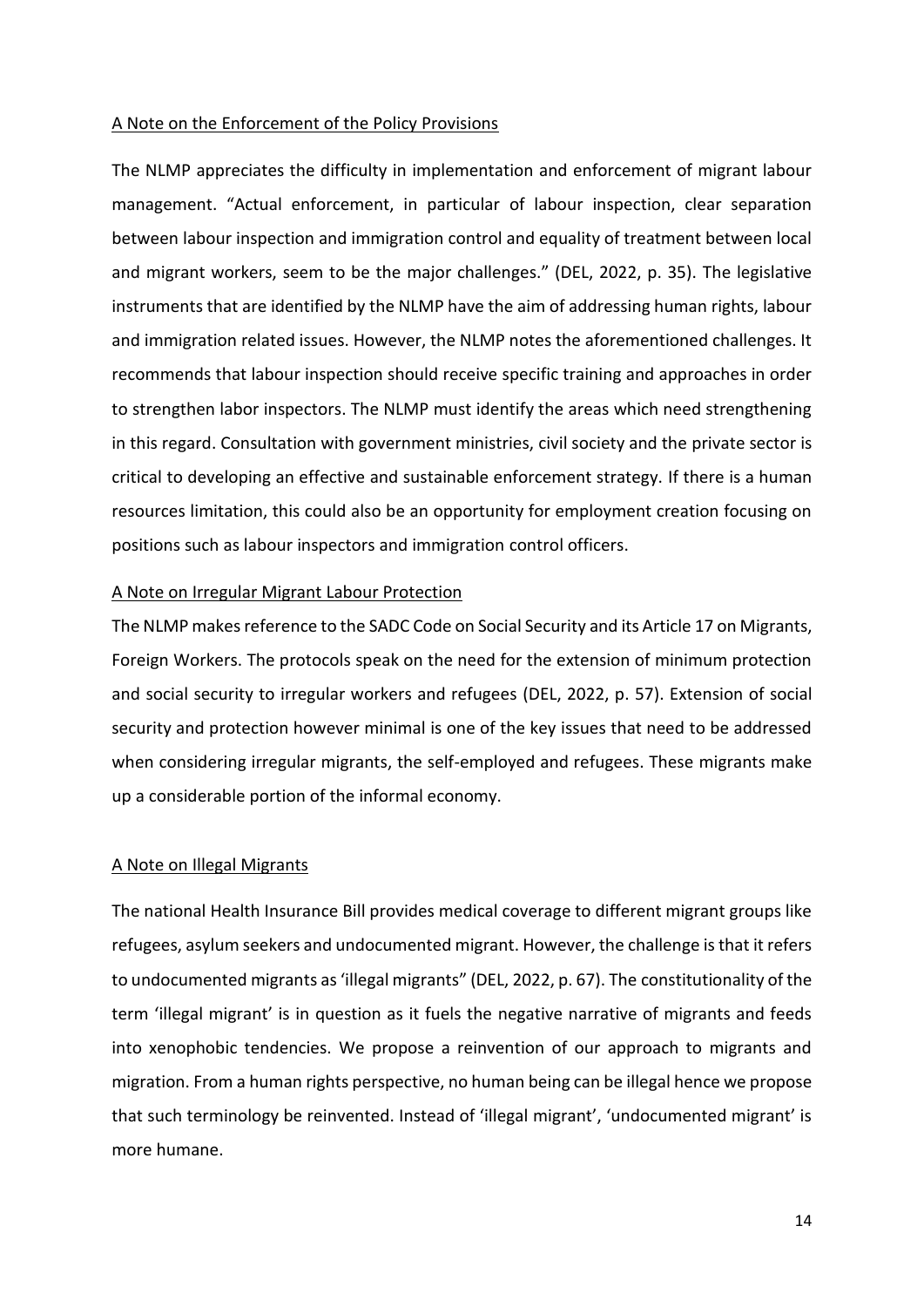## A Note on the Enforcement of the Policy Provisions

The NLMP appreciates the difficulty in implementation and enforcement of migrant labour management. "Actual enforcement, in particular of labour inspection, clear separation between labour inspection and immigration control and equality of treatment between local and migrant workers, seem to be the major challenges." (DEL, 2022, p. 35). The legislative instruments that are identified by the NLMP have the aim of addressing human rights, labour and immigration related issues. However, the NLMP notes the aforementioned challenges. It recommends that labour inspection should receive specific training and approaches in order to strengthen labor inspectors. The NLMP must identify the areas which need strengthening in this regard. Consultation with government ministries, civil society and the private sector is critical to developing an effective and sustainable enforcement strategy. If there is a human resources limitation, this could also be an opportunity for employment creation focusing on positions such as labour inspectors and immigration control officers.

## A Note on Irregular Migrant Labour Protection

The NLMP makes reference to the SADC Code on Social Security and its Article 17 on Migrants, Foreign Workers. The protocols speak on the need for the extension of minimum protection and social security to irregular workers and refugees (DEL, 2022, p. 57). Extension of social security and protection however minimal is one of the key issues that need to be addressed when considering irregular migrants, the self-employed and refugees. These migrants make up a considerable portion of the informal economy.

## A Note on Illegal Migrants

The national Health Insurance Bill provides medical coverage to different migrant groups like refugees, asylum seekers and undocumented migrant. However, the challenge is that it refers to undocumented migrants as 'illegal migrants" (DEL, 2022, p. 67). The constitutionality of the term 'illegal migrant' is in question as it fuels the negative narrative of migrants and feeds into xenophobic tendencies. We propose a reinvention of our approach to migrants and migration. From a human rights perspective, no human being can be illegal hence we propose that such terminology be reinvented. Instead of 'illegal migrant', 'undocumented migrant' is more humane.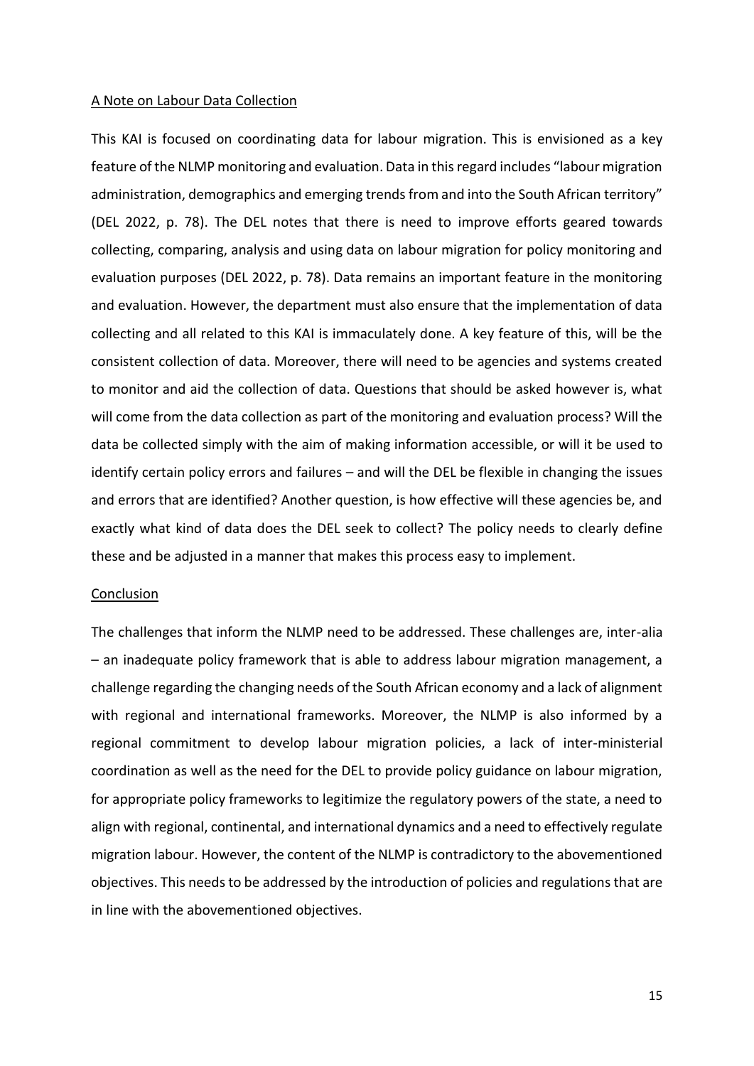A Note on Labour Data Collection

This KAI is focused on coordinating data for labour migration. This is envisioned as a key feature of the NLMP monitoring and evaluation. Data in this regard includes "labour migration administration, demographics and emerging trends from and into the South African territory" (DEL 2022, p. 78). The DEL notes that there is need to improve efforts geared towards collecting, comparing, analysis and using data on labour migration for policy monitoring and evaluation purposes (DEL 2022, p. 78). Data remains an important feature in the monitoring and evaluation. However, the department must also ensure that the implementation of data collecting and all related to this KAI is immaculately done. A key feature of this, will be the consistent collection of data. Moreover, there will need to be agencies and systems created to monitor and aid the collection of data. Questions that should be asked however is, what will come from the data collection as part of the monitoring and evaluation process? Will the data be collected simply with the aim of making information accessible, or will it be used to identify certain policy errors and failures – and will the DEL be flexible in changing the issues and errors that are identified? Another question, is how effective will these agencies be, and exactly what kind of data does the DEL seek to collect? The policy needs to clearly define these and be adjusted in a manner that makes this process easy to implement.

Conclusion

The challenges that inform the NLMP need to be addressed. These challenges are, inter-alia – an inadequate policy framework that is able to address labour migration management, a challenge regarding the changing needs of the South African economy and a lack of alignment with regional and international frameworks. Moreover, the NLMP is also informed by a regional commitment to develop labour migration policies, a lack of inter-ministerial coordination as well as the need for the DEL to provide policy guidance on labour migration, for appropriate policy frameworks to legitimize the regulatory powers of the state, a need to align with regional, continental, and international dynamics and a need to effectively regulate migration labour. However, the content of the NLMP is contradictory to the abovementioned objectives. This needs to be addressed by the introduction of policies and regulations that are in line with the abovementioned objectives.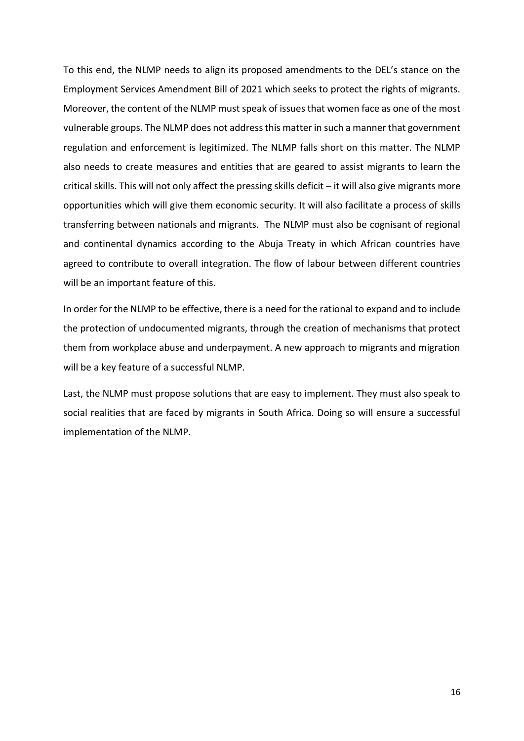To this end, the NLMP needs to align its proposed amendments to the DEL's stance on the Employment Services Amendment Bill of 2021 which seeks to protect the rights of migrants. Moreover, the content of the NLMP must speak of issues that women face as one of the most vulnerable groups. The NLMP does not address this matter in such a manner that government regulation and enforcement is legitimized. The NLMP falls short on this matter. The NLMP also needs to create measures and entities that are geared to assist migrants to learn the critical skills. This will not only affect the pressing skills deficit – it will also give migrants more opportunities which will give them economic security. It will also facilitate a process of skills transferring between nationals and migrants. The NLMP must also be cognisant of regional and continental dynamics according to the Abuja Treaty in which African countries have agreed to contribute to overall integration. The flow of labour between different countries will be an important feature of this.

In order for the NLMP to be effective, there is a need for the rational to expand and to include the protection of undocumented migrants, through the creation of mechanisms that protect them from workplace abuse and underpayment. A new approach to migrants and migration will be a key feature of a successful NLMP.

Last, the NLMP must propose solutions that are easy to implement. They must also speak to social realities that are faced by migrants in South Africa. Doing so will ensure a successful implementation of the NLMP.